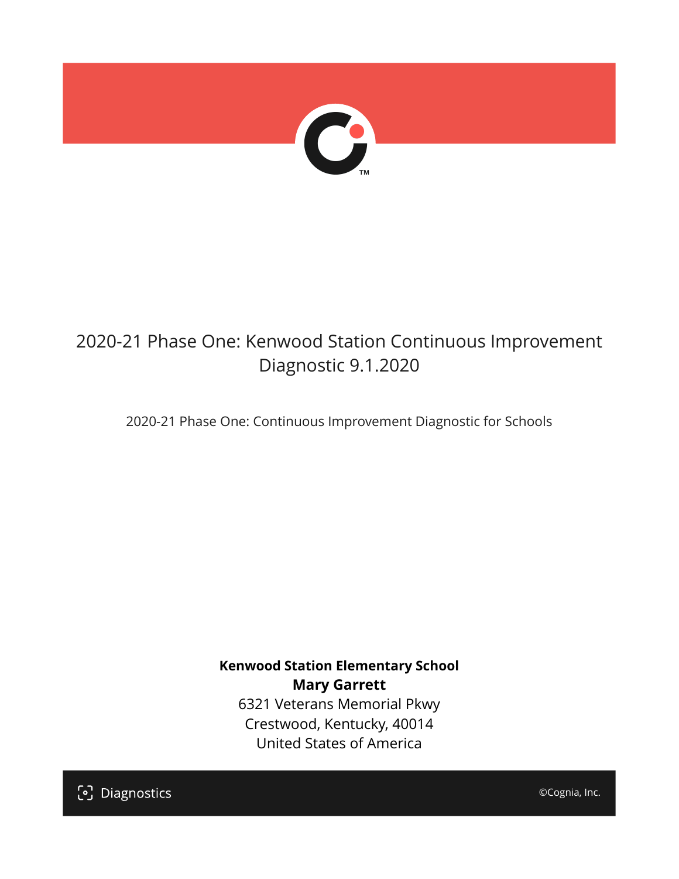# 2020-21 Phase One: Kenwood Station Continuous Improvement Diagnostic 9.1.2020

2020-21 Phase One: Continuous Improvement Diagnostic for Schools

**Kenwood Station Elementary School**
**Mary Garrett**
6321 Veterans Memorial Pkwy
Crestwood, Kentucky, 40014
United States of America

Diagnostics

©Cognia, Inc.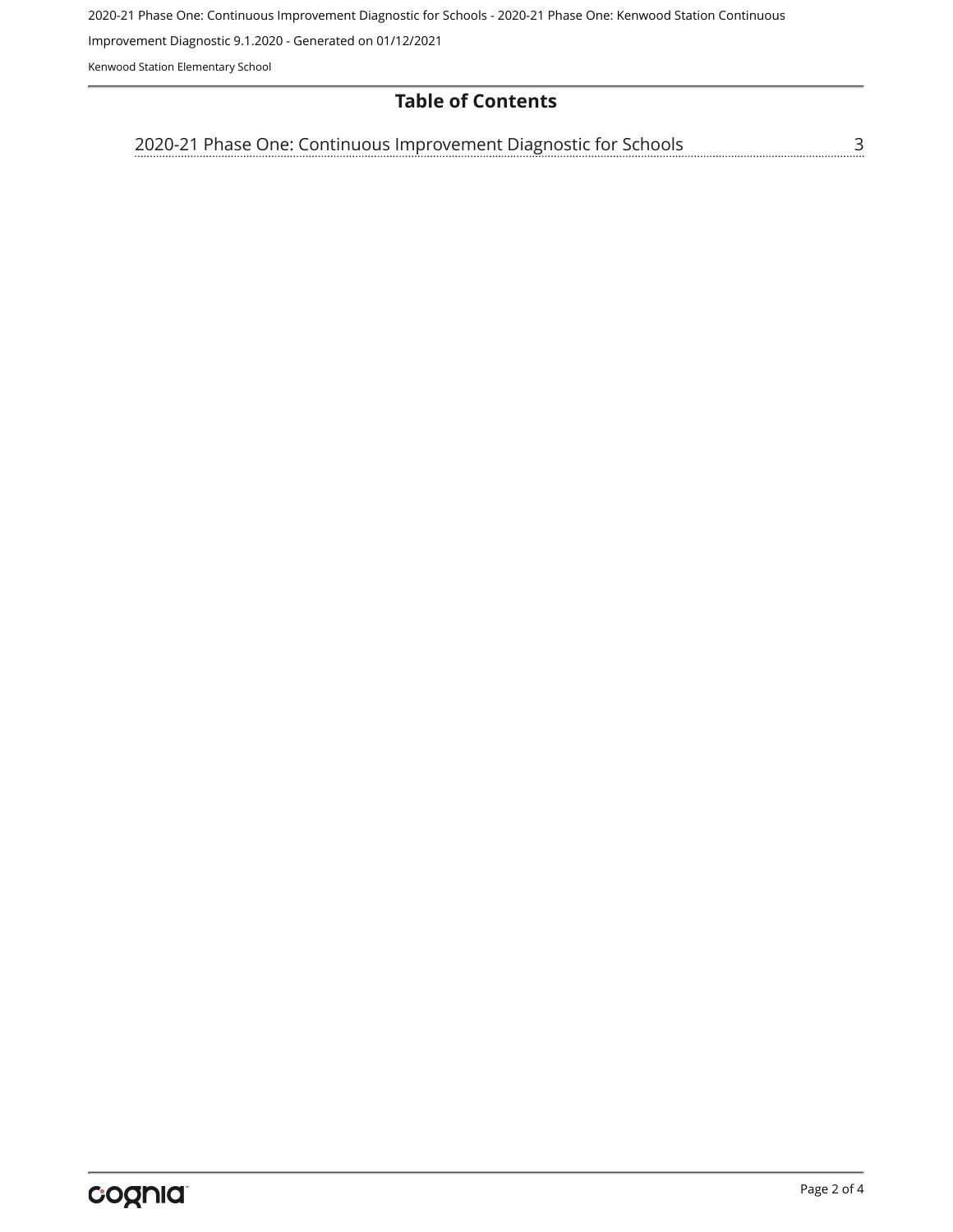# Table of Contents

2020-21 Phase One: Continuous Improvement Diagnostic for Schools ........ 3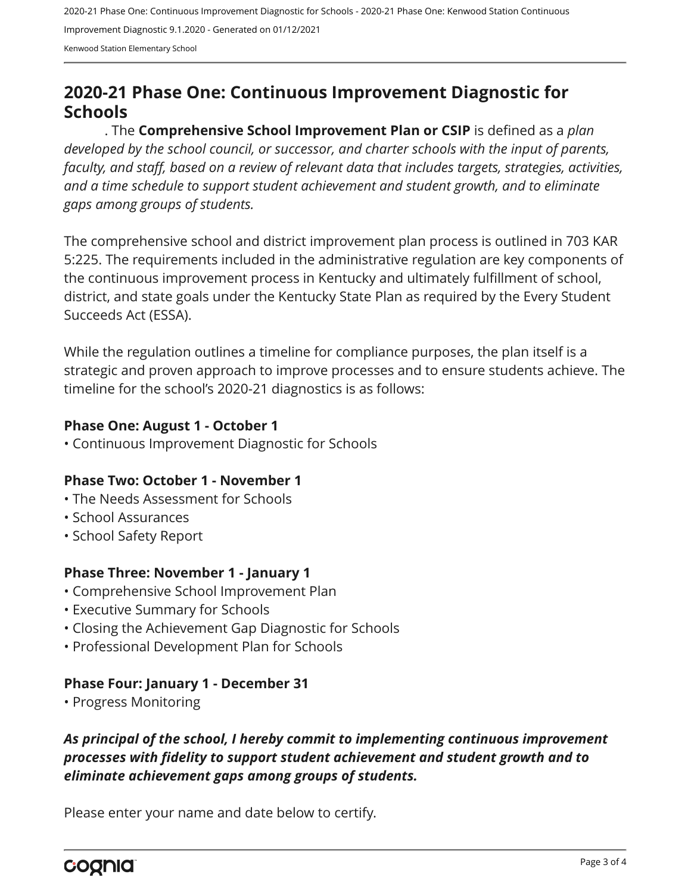# 2020-21 Phase One: Continuous Improvement Diagnostic for Schools

. The **Comprehensive School Improvement Plan or CSIP** is defined as a *plan developed by the school council, or successor, and charter schools with the input of parents, faculty, and staff, based on a review of relevant data that includes targets, strategies, activities, and a time schedule to support student achievement and student growth, and to eliminate gaps among groups of students.*

The comprehensive school and district improvement plan process is outlined in 703 KAR 5:225. The requirements included in the administrative regulation are key components of the continuous improvement process in Kentucky and ultimately fulfillment of school, district, and state goals under the Kentucky State Plan as required by the Every Student Succeeds Act (ESSA).

While the regulation outlines a timeline for compliance purposes, the plan itself is a strategic and proven approach to improve processes and to ensure students achieve. The timeline for the school's 2020-21 diagnostics is as follows:

**Phase One: August 1 - October 1**

- Continuous Improvement Diagnostic for Schools

**Phase Two: October 1 - November 1**

- The Needs Assessment for Schools
- School Assurances
- School Safety Report

**Phase Three: November 1 - January 1**

- Comprehensive School Improvement Plan
- Executive Summary for Schools
- Closing the Achievement Gap Diagnostic for Schools
- Professional Development Plan for Schools

**Phase Four: January 1 - December 31**

- Progress Monitoring

***As principal of the school, I hereby commit to implementing continuous improvement processes with fidelity to support student achievement and student growth and to eliminate achievement gaps among groups of students.***

Please enter your name and date below to certify.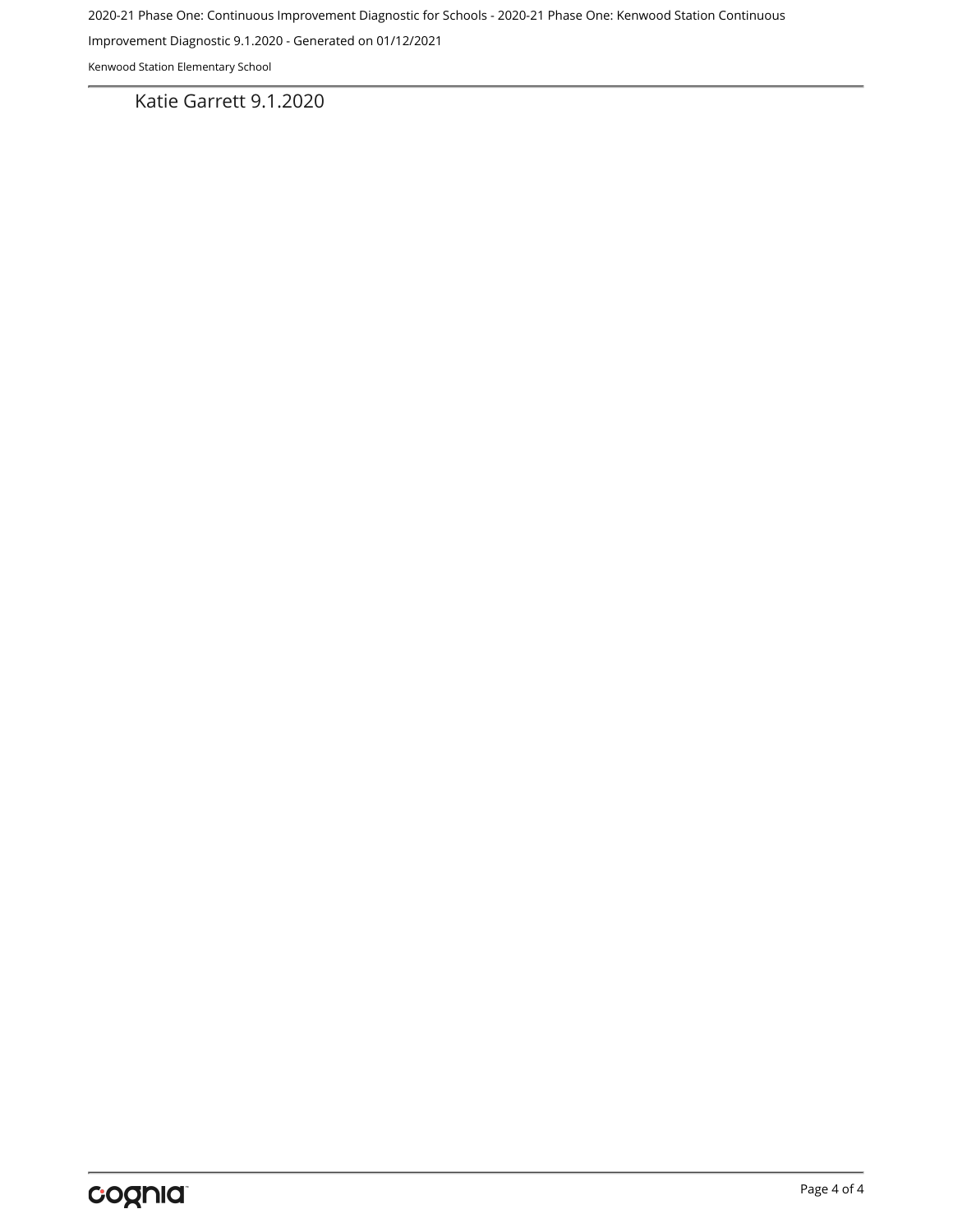Katie Garrett 9.1.2020